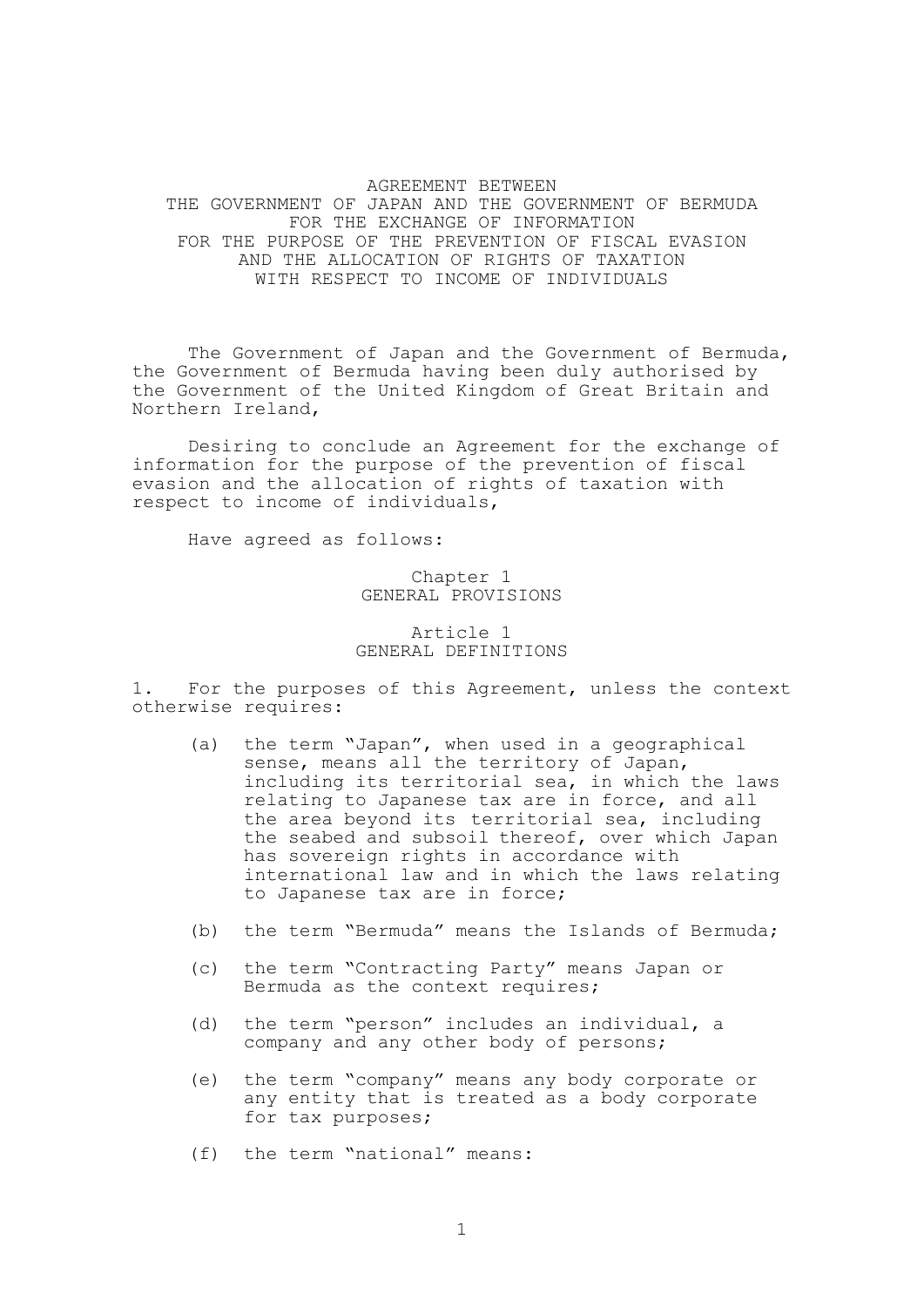# AGREEMENT BETWEEN THE GOVERNMENT OF JAPAN AND THE GOVERNMENT OF BERMUDA FOR THE EXCHANGE OF INFORMATION FOR THE PURPOSE OF THE PREVENTION OF FISCAL EVASION AND THE ALLOCATION OF RIGHTS OF TAXATION WITH RESPECT TO INCOME OF INDIVIDUALS

The Government of Japan and the Government of Bermuda, the Government of Bermuda having been duly authorised by the Government of the United Kingdom of Great Britain and Northern Ireland,

Desiring to conclude an Agreement for the exchange of information for the purpose of the prevention of fiscal evasion and the allocation of rights of taxation with respect to income of individuals,

Have agreed as follows:

## Chapter 1
## GENERAL PROVISIONS

### Article 1
### GENERAL DEFINITIONS

1. For the purposes of this Agreement, unless the context otherwise requires:

(a) the term "Japan", when used in a geographical sense, means all the territory of Japan, including its territorial sea, in which the laws relating to Japanese tax are in force, and all the area beyond its territorial sea, including the seabed and subsoil thereof, over which Japan has sovereign rights in accordance with international law and in which the laws relating to Japanese tax are in force;

(b) the term "Bermuda" means the Islands of Bermuda;

(c) the term "Contracting Party" means Japan or Bermuda as the context requires;

(d) the term "person" includes an individual, a company and any other body of persons;

(e) the term "company" means any body corporate or any entity that is treated as a body corporate for tax purposes;

(f) the term "national" means: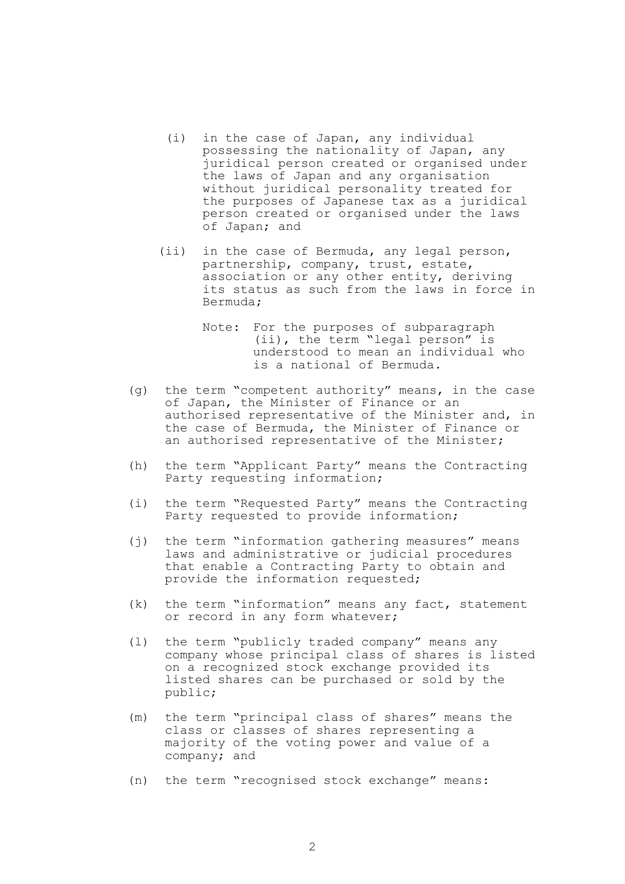(i) in the case of Japan, any individual possessing the nationality of Japan, any juridical person created or organised under the laws of Japan and any organisation without juridical personality treated for the purposes of Japanese tax as a juridical person created or organised under the laws of Japan; and

(ii) in the case of Bermuda, any legal person, partnership, company, trust, estate, association or any other entity, deriving its status as such from the laws in force in Bermuda;

Note: For the purposes of subparagraph (ii), the term "legal person" is understood to mean an individual who is a national of Bermuda.

(g) the term "competent authority" means, in the case of Japan, the Minister of Finance or an authorised representative of the Minister and, in the case of Bermuda, the Minister of Finance or an authorised representative of the Minister;

(h) the term "Applicant Party" means the Contracting Party requesting information;

(i) the term "Requested Party" means the Contracting Party requested to provide information;

(j) the term "information gathering measures" means laws and administrative or judicial procedures that enable a Contracting Party to obtain and provide the information requested;

(k) the term "information" means any fact, statement or record in any form whatever;

(l) the term "publicly traded company" means any company whose principal class of shares is listed on a recognized stock exchange provided its listed shares can be purchased or sold by the public;

(m) the term "principal class of shares" means the class or classes of shares representing a majority of the voting power and value of a company; and

(n) the term "recognised stock exchange" means: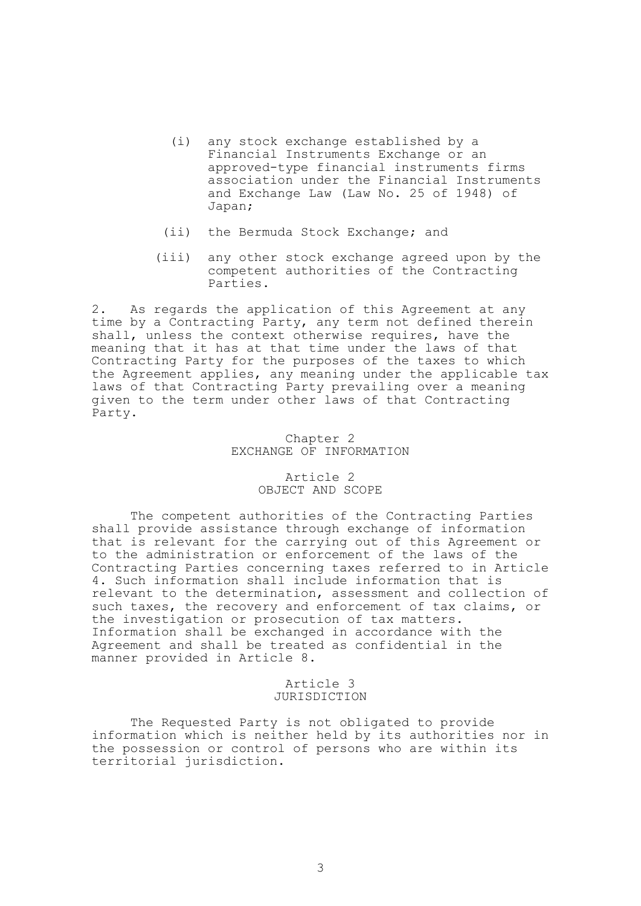(i) any stock exchange established by a Financial Instruments Exchange or an approved-type financial instruments firms association under the Financial Instruments and Exchange Law (Law No. 25 of 1948) of Japan;

(ii) the Bermuda Stock Exchange; and

(iii) any other stock exchange agreed upon by the competent authorities of the Contracting Parties.

2. As regards the application of this Agreement at any time by a Contracting Party, any term not defined therein shall, unless the context otherwise requires, have the meaning that it has at that time under the laws of that Contracting Party for the purposes of the taxes to which the Agreement applies, any meaning under the applicable tax laws of that Contracting Party prevailing over a meaning given to the term under other laws of that Contracting Party.

## Chapter 2
## EXCHANGE OF INFORMATION

### Article 2
### OBJECT AND SCOPE

The competent authorities of the Contracting Parties shall provide assistance through exchange of information that is relevant for the carrying out of this Agreement or to the administration or enforcement of the laws of the Contracting Parties concerning taxes referred to in Article 4. Such information shall include information that is relevant to the determination, assessment and collection of such taxes, the recovery and enforcement of tax claims, or the investigation or prosecution of tax matters. Information shall be exchanged in accordance with the Agreement and shall be treated as confidential in the manner provided in Article 8.

### Article 3
### JURISDICTION

The Requested Party is not obligated to provide information which is neither held by its authorities nor in the possession or control of persons who are within its territorial jurisdiction.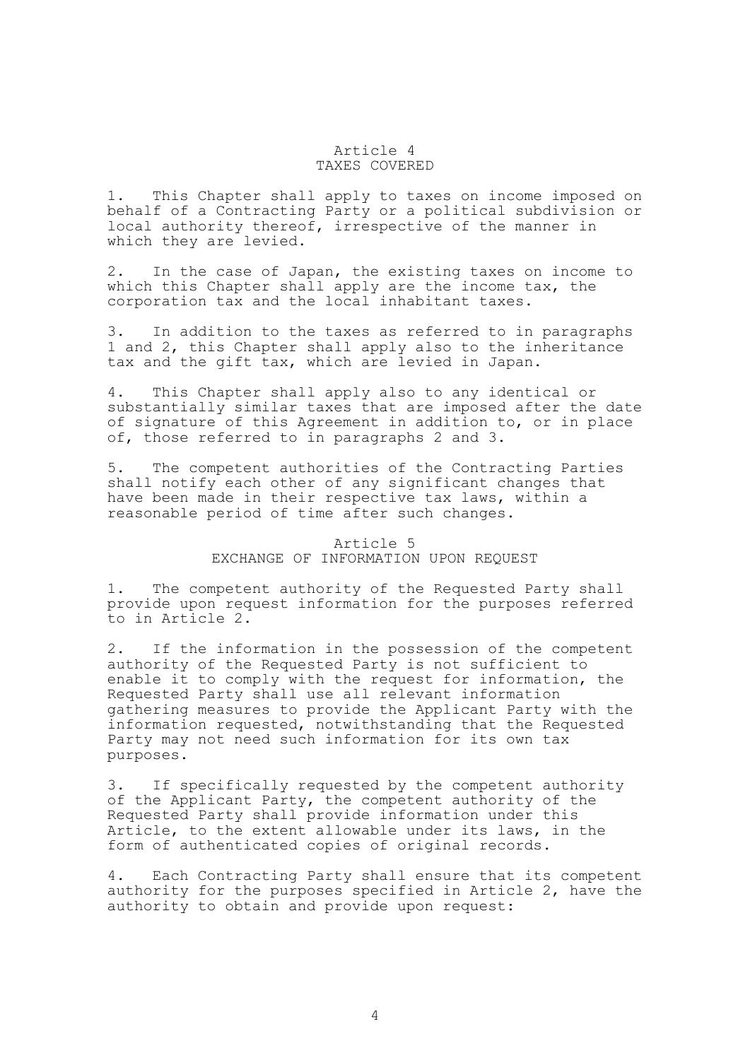## Article 4
## TAXES COVERED

1. This Chapter shall apply to taxes on income imposed on behalf of a Contracting Party or a political subdivision or local authority thereof, irrespective of the manner in which they are levied.

2. In the case of Japan, the existing taxes on income to which this Chapter shall apply are the income tax, the corporation tax and the local inhabitant taxes.

3. In addition to the taxes as referred to in paragraphs 1 and 2, this Chapter shall apply also to the inheritance tax and the gift tax, which are levied in Japan.

4. This Chapter shall apply also to any identical or substantially similar taxes that are imposed after the date of signature of this Agreement in addition to, or in place of, those referred to in paragraphs 2 and 3.

5. The competent authorities of the Contracting Parties shall notify each other of any significant changes that have been made in their respective tax laws, within a reasonable period of time after such changes.

## Article 5
## EXCHANGE OF INFORMATION UPON REQUEST

1. The competent authority of the Requested Party shall provide upon request information for the purposes referred to in Article 2.

2. If the information in the possession of the competent authority of the Requested Party is not sufficient to enable it to comply with the request for information, the Requested Party shall use all relevant information gathering measures to provide the Applicant Party with the information requested, notwithstanding that the Requested Party may not need such information for its own tax purposes.

3. If specifically requested by the competent authority of the Applicant Party, the competent authority of the Requested Party shall provide information under this Article, to the extent allowable under its laws, in the form of authenticated copies of original records.

4. Each Contracting Party shall ensure that its competent authority for the purposes specified in Article 2, have the authority to obtain and provide upon request: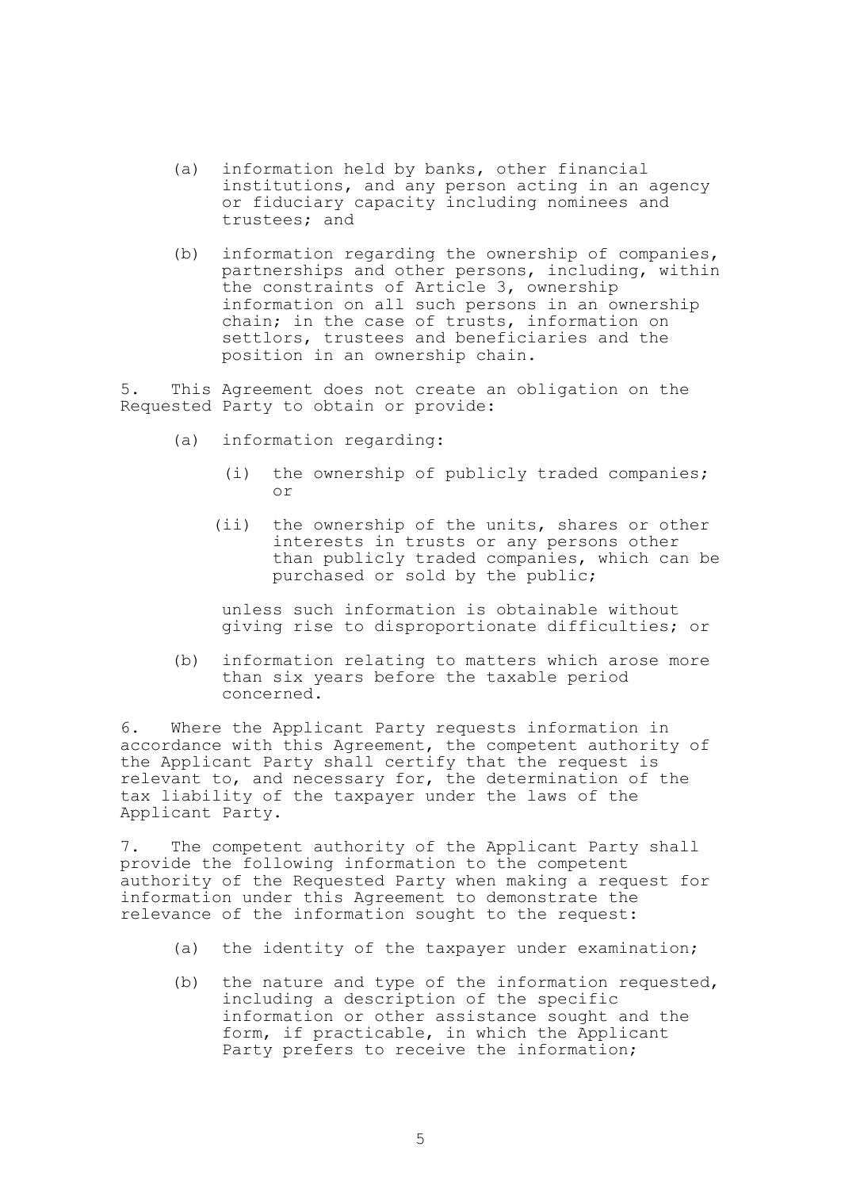(a) information held by banks, other financial institutions, and any person acting in an agency or fiduciary capacity including nominees and trustees; and

(b) information regarding the ownership of companies, partnerships and other persons, including, within the constraints of Article 3, ownership information on all such persons in an ownership chain; in the case of trusts, information on settlors, trustees and beneficiaries and the position in an ownership chain.

5. This Agreement does not create an obligation on the Requested Party to obtain or provide:

(a) information regarding:

(i) the ownership of publicly traded companies; or

(ii) the ownership of the units, shares or other interests in trusts or any persons other than publicly traded companies, which can be purchased or sold by the public;

unless such information is obtainable without giving rise to disproportionate difficulties; or

(b) information relating to matters which arose more than six years before the taxable period concerned.

6. Where the Applicant Party requests information in accordance with this Agreement, the competent authority of the Applicant Party shall certify that the request is relevant to, and necessary for, the determination of the tax liability of the taxpayer under the laws of the Applicant Party.

7. The competent authority of the Applicant Party shall provide the following information to the competent authority of the Requested Party when making a request for information under this Agreement to demonstrate the relevance of the information sought to the request:

(a) the identity of the taxpayer under examination;

(b) the nature and type of the information requested, including a description of the specific information or other assistance sought and the form, if practicable, in which the Applicant Party prefers to receive the information;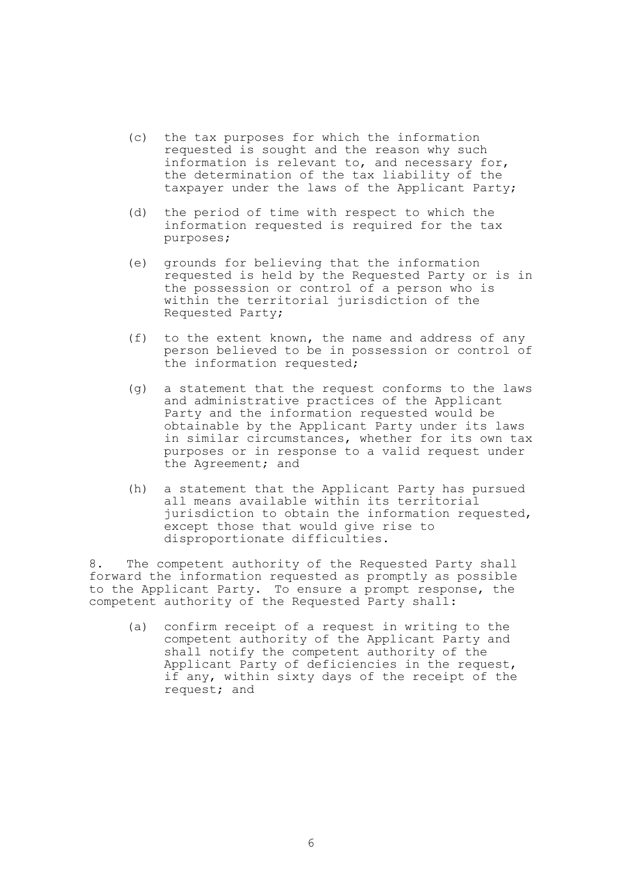(c) the tax purposes for which the information requested is sought and the reason why such information is relevant to, and necessary for, the determination of the tax liability of the taxpayer under the laws of the Applicant Party;

(d) the period of time with respect to which the information requested is required for the tax purposes;

(e) grounds for believing that the information requested is held by the Requested Party or is in the possession or control of a person who is within the territorial jurisdiction of the Requested Party;

(f) to the extent known, the name and address of any person believed to be in possession or control of the information requested;

(g) a statement that the request conforms to the laws and administrative practices of the Applicant Party and the information requested would be obtainable by the Applicant Party under its laws in similar circumstances, whether for its own tax purposes or in response to a valid request under the Agreement; and

(h) a statement that the Applicant Party has pursued all means available within its territorial jurisdiction to obtain the information requested, except those that would give rise to disproportionate difficulties.

8. The competent authority of the Requested Party shall forward the information requested as promptly as possible to the Applicant Party. To ensure a prompt response, the competent authority of the Requested Party shall:

(a) confirm receipt of a request in writing to the competent authority of the Applicant Party and shall notify the competent authority of the Applicant Party of deficiencies in the request, if any, within sixty days of the receipt of the request; and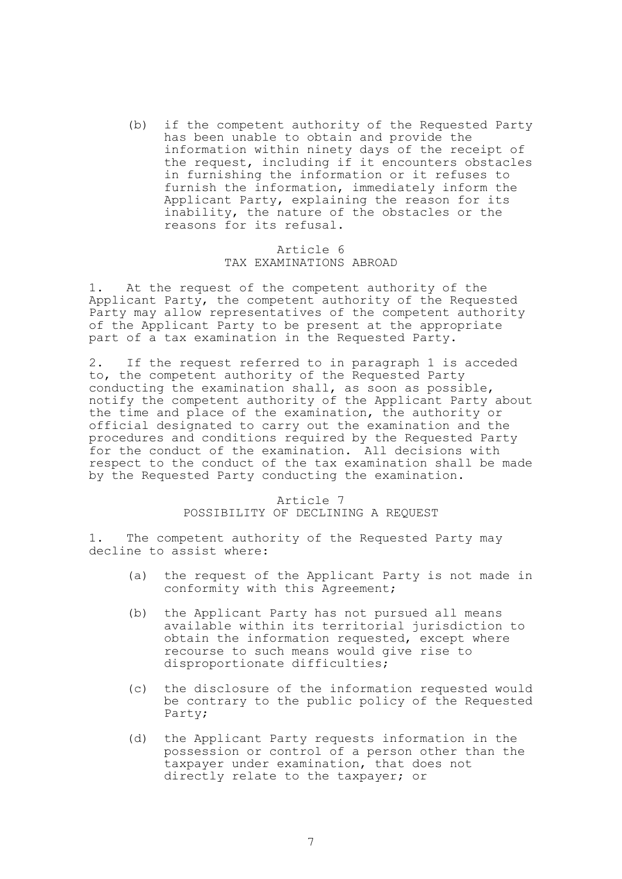(b) if the competent authority of the Requested Party has been unable to obtain and provide the information within ninety days of the receipt of the request, including if it encounters obstacles in furnishing the information or it refuses to furnish the information, immediately inform the Applicant Party, explaining the reason for its inability, the nature of the obstacles or the reasons for its refusal.

## Article 6
## TAX EXAMINATIONS ABROAD

1. At the request of the competent authority of the Applicant Party, the competent authority of the Requested Party may allow representatives of the competent authority of the Applicant Party to be present at the appropriate part of a tax examination in the Requested Party.

2. If the request referred to in paragraph 1 is acceded to, the competent authority of the Requested Party conducting the examination shall, as soon as possible, notify the competent authority of the Applicant Party about the time and place of the examination, the authority or official designated to carry out the examination and the procedures and conditions required by the Requested Party for the conduct of the examination. All decisions with respect to the conduct of the tax examination shall be made by the Requested Party conducting the examination.

## Article 7
## POSSIBILITY OF DECLINING A REQUEST

1. The competent authority of the Requested Party may decline to assist where:

(a) the request of the Applicant Party is not made in conformity with this Agreement;

(b) the Applicant Party has not pursued all means available within its territorial jurisdiction to obtain the information requested, except where recourse to such means would give rise to disproportionate difficulties;

(c) the disclosure of the information requested would be contrary to the public policy of the Requested Party;

(d) the Applicant Party requests information in the possession or control of a person other than the taxpayer under examination, that does not directly relate to the taxpayer; or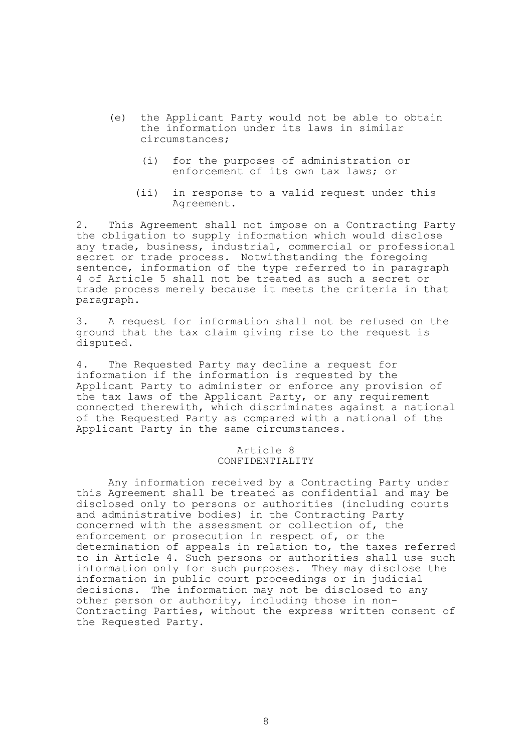(e) the Applicant Party would not be able to obtain the information under its laws in similar circumstances;

   (i) for the purposes of administration or enforcement of its own tax laws; or

   (ii) in response to a valid request under this Agreement.

2. This Agreement shall not impose on a Contracting Party the obligation to supply information which would disclose any trade, business, industrial, commercial or professional secret or trade process. Notwithstanding the foregoing sentence, information of the type referred to in paragraph 4 of Article 5 shall not be treated as such a secret or trade process merely because it meets the criteria in that paragraph.

3. A request for information shall not be refused on the ground that the tax claim giving rise to the request is disputed.

4. The Requested Party may decline a request for information if the information is requested by the Applicant Party to administer or enforce any provision of the tax laws of the Applicant Party, or any requirement connected therewith, which discriminates against a national of the Requested Party as compared with a national of the Applicant Party in the same circumstances.

## Article 8
## CONFIDENTIALITY

Any information received by a Contracting Party under this Agreement shall be treated as confidential and may be disclosed only to persons or authorities (including courts and administrative bodies) in the Contracting Party concerned with the assessment or collection of, the enforcement or prosecution in respect of, or the determination of appeals in relation to, the taxes referred to in Article 4. Such persons or authorities shall use such information only for such purposes. They may disclose the information in public court proceedings or in judicial decisions. The information may not be disclosed to any other person or authority, including those in non-Contracting Parties, without the express written consent of the Requested Party.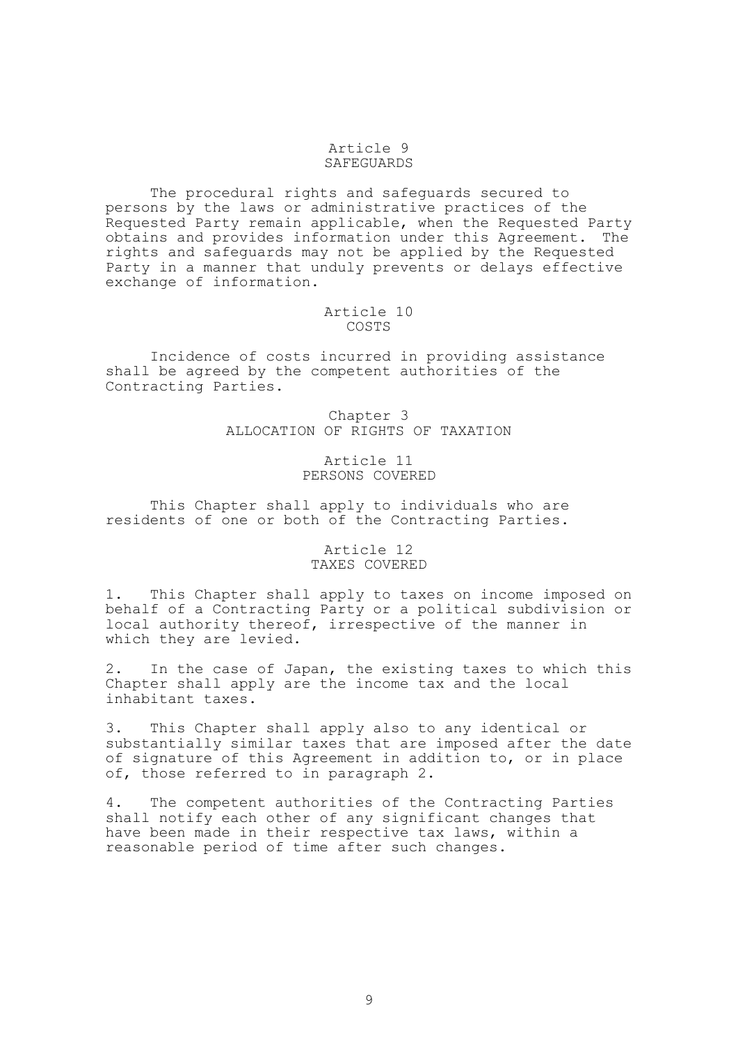## Article 9
## SAFEGUARDS

The procedural rights and safeguards secured to persons by the laws or administrative practices of the Requested Party remain applicable, when the Requested Party obtains and provides information under this Agreement. The rights and safeguards may not be applied by the Requested Party in a manner that unduly prevents or delays effective exchange of information.

## Article 10
## COSTS

Incidence of costs incurred in providing assistance shall be agreed by the competent authorities of the Contracting Parties.

# Chapter 3
# ALLOCATION OF RIGHTS OF TAXATION

## Article 11
## PERSONS COVERED

This Chapter shall apply to individuals who are residents of one or both of the Contracting Parties.

## Article 12
## TAXES COVERED

1. This Chapter shall apply to taxes on income imposed on behalf of a Contracting Party or a political subdivision or local authority thereof, irrespective of the manner in which they are levied.

2. In the case of Japan, the existing taxes to which this Chapter shall apply are the income tax and the local inhabitant taxes.

3. This Chapter shall apply also to any identical or substantially similar taxes that are imposed after the date of signature of this Agreement in addition to, or in place of, those referred to in paragraph 2.

4. The competent authorities of the Contracting Parties shall notify each other of any significant changes that have been made in their respective tax laws, within a reasonable period of time after such changes.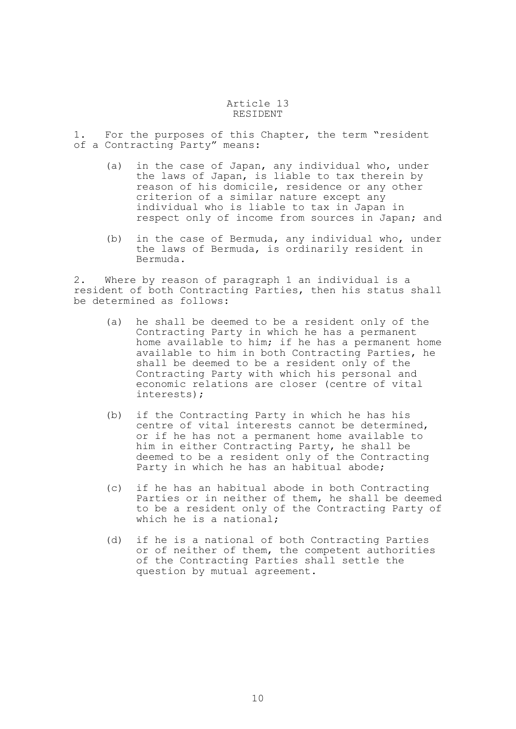## Article 13
## RESIDENT

1. For the purposes of this Chapter, the term "resident of a Contracting Party" means:

   (a) in the case of Japan, any individual who, under the laws of Japan, is liable to tax therein by reason of his domicile, residence or any other criterion of a similar nature except any individual who is liable to tax in Japan in respect only of income from sources in Japan; and

   (b) in the case of Bermuda, any individual who, under the laws of Bermuda, is ordinarily resident in Bermuda.

2. Where by reason of paragraph 1 an individual is a resident of both Contracting Parties, then his status shall be determined as follows:

   (a) he shall be deemed to be a resident only of the Contracting Party in which he has a permanent home available to him; if he has a permanent home available to him in both Contracting Parties, he shall be deemed to be a resident only of the Contracting Party with which his personal and economic relations are closer (centre of vital interests);

   (b) if the Contracting Party in which he has his centre of vital interests cannot be determined, or if he has not a permanent home available to him in either Contracting Party, he shall be deemed to be a resident only of the Contracting Party in which he has an habitual abode;

   (c) if he has an habitual abode in both Contracting Parties or in neither of them, he shall be deemed to be a resident only of the Contracting Party of which he is a national;

   (d) if he is a national of both Contracting Parties or of neither of them, the competent authorities of the Contracting Parties shall settle the question by mutual agreement.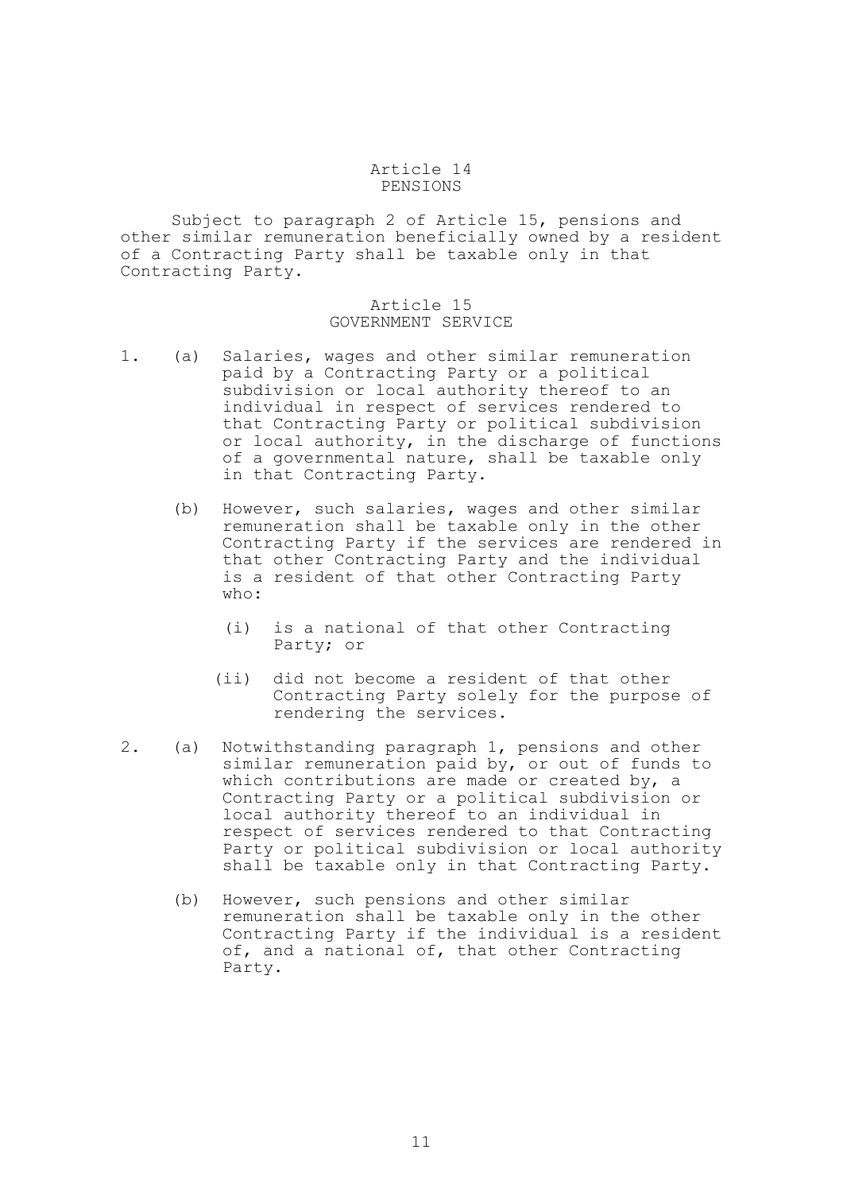## Article 14
## PENSIONS

Subject to paragraph 2 of Article 15, pensions and other similar remuneration beneficially owned by a resident of a Contracting Party shall be taxable only in that Contracting Party.

## Article 15
## GOVERNMENT SERVICE

1. (a) Salaries, wages and other similar remuneration paid by a Contracting Party or a political subdivision or local authority thereof to an individual in respect of services rendered to that Contracting Party or political subdivision or local authority, in the discharge of functions of a governmental nature, shall be taxable only in that Contracting Party.

   (b) However, such salaries, wages and other similar remuneration shall be taxable only in the other Contracting Party if the services are rendered in that other Contracting Party and the individual is a resident of that other Contracting Party who:

      (i) is a national of that other Contracting Party; or

      (ii) did not become a resident of that other Contracting Party solely for the purpose of rendering the services.

2. (a) Notwithstanding paragraph 1, pensions and other similar remuneration paid by, or out of funds to which contributions are made or created by, a Contracting Party or a political subdivision or local authority thereof to an individual in respect of services rendered to that Contracting Party or political subdivision or local authority shall be taxable only in that Contracting Party.

   (b) However, such pensions and other similar remuneration shall be taxable only in the other Contracting Party if the individual is a resident of, and a national of, that other Contracting Party.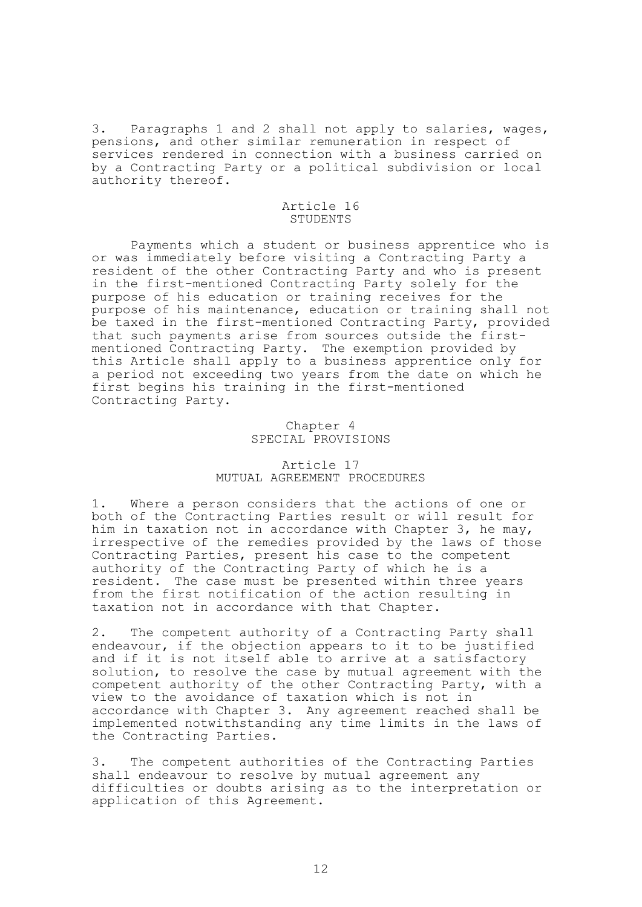3. Paragraphs 1 and 2 shall not apply to salaries, wages, pensions, and other similar remuneration in respect of services rendered in connection with a business carried on by a Contracting Party or a political subdivision or local authority thereof.

## Article 16
## STUDENTS

Payments which a student or business apprentice who is or was immediately before visiting a Contracting Party a resident of the other Contracting Party and who is present in the first-mentioned Contracting Party solely for the purpose of his education or training receives for the purpose of his maintenance, education or training shall not be taxed in the first-mentioned Contracting Party, provided that such payments arise from sources outside the first-mentioned Contracting Party. The exemption provided by this Article shall apply to a business apprentice only for a period not exceeding two years from the date on which he first begins his training in the first-mentioned Contracting Party.

# Chapter 4
# SPECIAL PROVISIONS

## Article 17
## MUTUAL AGREEMENT PROCEDURES

1. Where a person considers that the actions of one or both of the Contracting Parties result or will result for him in taxation not in accordance with Chapter 3, he may, irrespective of the remedies provided by the laws of those Contracting Parties, present his case to the competent authority of the Contracting Party of which he is a resident. The case must be presented within three years from the first notification of the action resulting in taxation not in accordance with that Chapter.

2. The competent authority of a Contracting Party shall endeavour, if the objection appears to it to be justified and if it is not itself able to arrive at a satisfactory solution, to resolve the case by mutual agreement with the competent authority of the other Contracting Party, with a view to the avoidance of taxation which is not in accordance with Chapter 3. Any agreement reached shall be implemented notwithstanding any time limits in the laws of the Contracting Parties.

3. The competent authorities of the Contracting Parties shall endeavour to resolve by mutual agreement any difficulties or doubts arising as to the interpretation or application of this Agreement.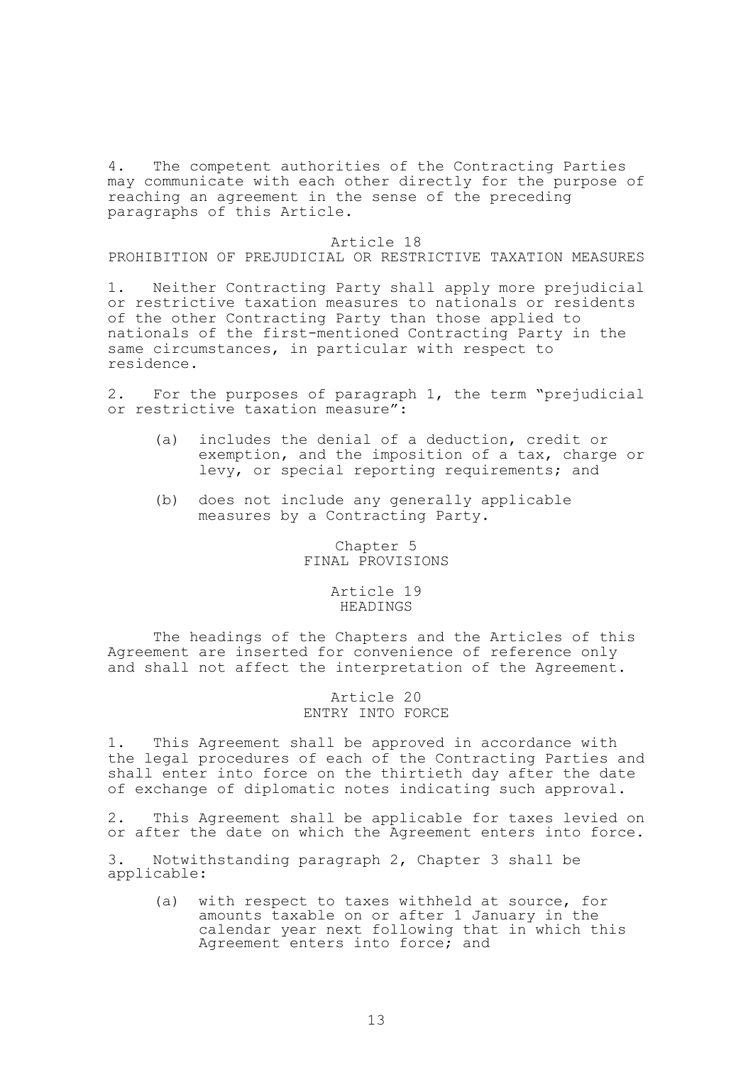4. The competent authorities of the Contracting Parties may communicate with each other directly for the purpose of reaching an agreement in the sense of the preceding paragraphs of this Article.

### Article 18
### PROHIBITION OF PREJUDICIAL OR RESTRICTIVE TAXATION MEASURES

1. Neither Contracting Party shall apply more prejudicial or restrictive taxation measures to nationals or residents of the other Contracting Party than those applied to nationals of the first-mentioned Contracting Party in the same circumstances, in particular with respect to residence.

2. For the purposes of paragraph 1, the term "prejudicial or restrictive taxation measure":

   (a) includes the denial of a deduction, credit or exemption, and the imposition of a tax, charge or levy, or special reporting requirements; and

   (b) does not include any generally applicable measures by a Contracting Party.

## Chapter 5
## FINAL PROVISIONS

### Article 19
### HEADINGS

The headings of the Chapters and the Articles of this Agreement are inserted for convenience of reference only and shall not affect the interpretation of the Agreement.

### Article 20
### ENTRY INTO FORCE

1. This Agreement shall be approved in accordance with the legal procedures of each of the Contracting Parties and shall enter into force on the thirtieth day after the date of exchange of diplomatic notes indicating such approval.

2. This Agreement shall be applicable for taxes levied on or after the date on which the Agreement enters into force.

3. Notwithstanding paragraph 2, Chapter 3 shall be applicable:

   (a) with respect to taxes withheld at source, for amounts taxable on or after 1 January in the calendar year next following that in which this Agreement enters into force; and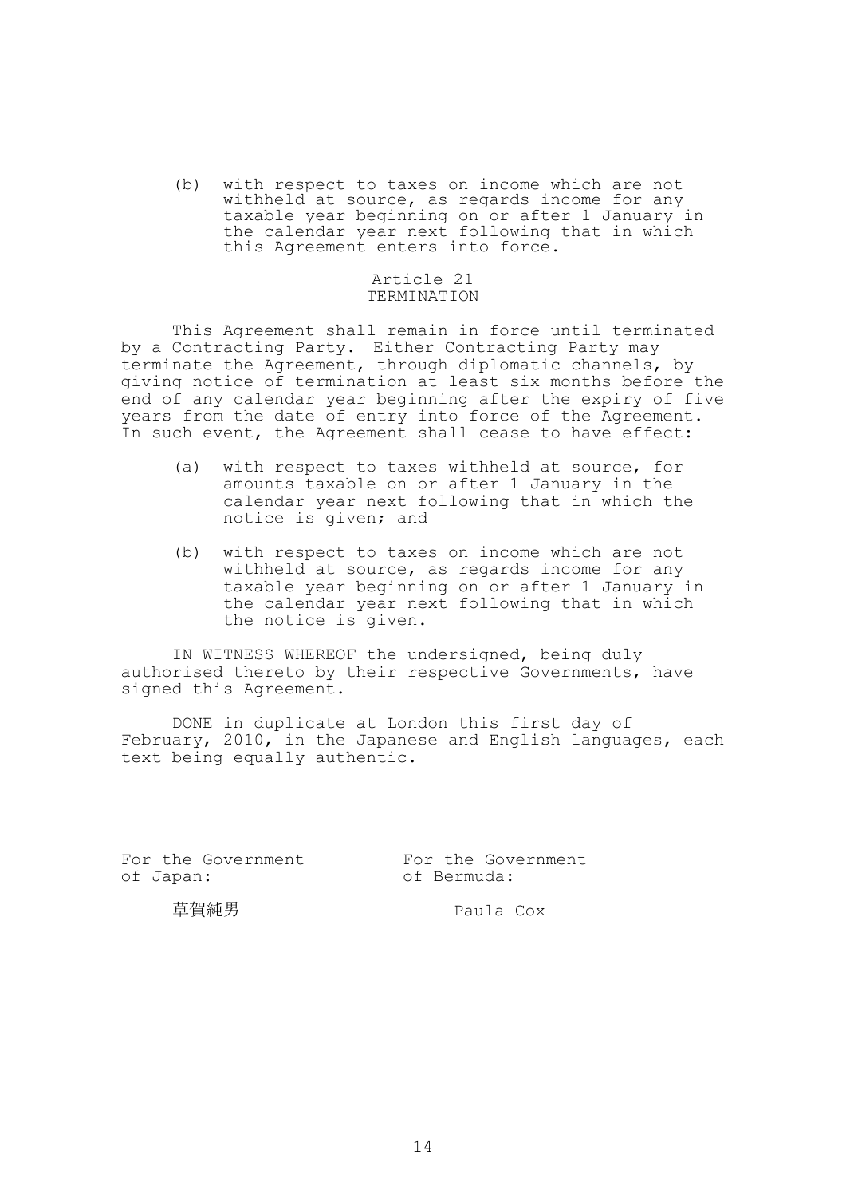(b) with respect to taxes on income which are not withheld at source, as regards income for any taxable year beginning on or after 1 January in the calendar year next following that in which this Agreement enters into force.

## Article 21
## TERMINATION

This Agreement shall remain in force until terminated by a Contracting Party. Either Contracting Party may terminate the Agreement, through diplomatic channels, by giving notice of termination at least six months before the end of any calendar year beginning after the expiry of five years from the date of entry into force of the Agreement. In such event, the Agreement shall cease to have effect:

(a) with respect to taxes withheld at source, for amounts taxable on or after 1 January in the calendar year next following that in which the notice is given; and

(b) with respect to taxes on income which are not withheld at source, as regards income for any taxable year beginning on or after 1 January in the calendar year next following that in which the notice is given.

IN WITNESS WHEREOF the undersigned, being duly authorised thereto by their respective Governments, have signed this Agreement.

DONE in duplicate at London this first day of February, 2010, in the Japanese and English languages, each text being equally authentic.

| For the Government of Japan: | For the Government of Bermuda: |
|---|---|
| 草賀純男 | Paula Cox |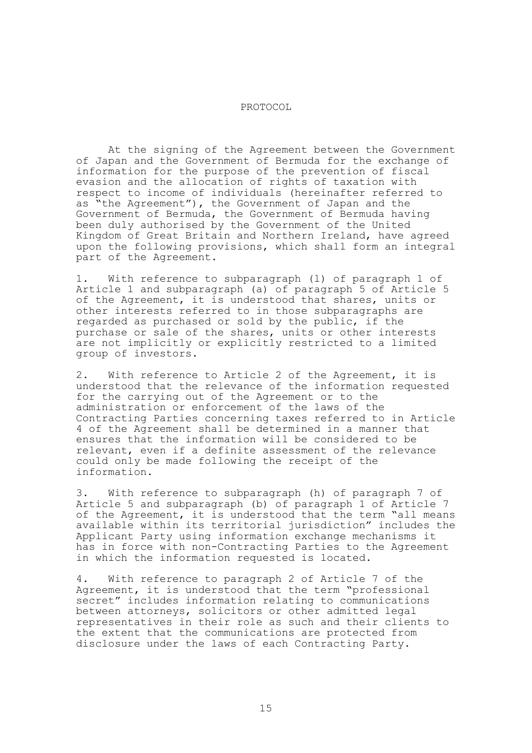# PROTOCOL

At the signing of the Agreement between the Government of Japan and the Government of Bermuda for the exchange of information for the purpose of the prevention of fiscal evasion and the allocation of rights of taxation with respect to income of individuals (hereinafter referred to as "the Agreement"), the Government of Japan and the Government of Bermuda, the Government of Bermuda having been duly authorised by the Government of the United Kingdom of Great Britain and Northern Ireland, have agreed upon the following provisions, which shall form an integral part of the Agreement.

1. With reference to subparagraph (l) of paragraph 1 of Article 1 and subparagraph (a) of paragraph 5 of Article 5 of the Agreement, it is understood that shares, units or other interests referred to in those subparagraphs are regarded as purchased or sold by the public, if the purchase or sale of the shares, units or other interests are not implicitly or explicitly restricted to a limited group of investors.

2. With reference to Article 2 of the Agreement, it is understood that the relevance of the information requested for the carrying out of the Agreement or to the administration or enforcement of the laws of the Contracting Parties concerning taxes referred to in Article 4 of the Agreement shall be determined in a manner that ensures that the information will be considered to be relevant, even if a definite assessment of the relevance could only be made following the receipt of the information.

3. With reference to subparagraph (h) of paragraph 7 of Article 5 and subparagraph (b) of paragraph 1 of Article 7 of the Agreement, it is understood that the term "all means available within its territorial jurisdiction" includes the Applicant Party using information exchange mechanisms it has in force with non-Contracting Parties to the Agreement in which the information requested is located.

4. With reference to paragraph 2 of Article 7 of the Agreement, it is understood that the term "professional secret" includes information relating to communications between attorneys, solicitors or other admitted legal representatives in their role as such and their clients to the extent that the communications are protected from disclosure under the laws of each Contracting Party.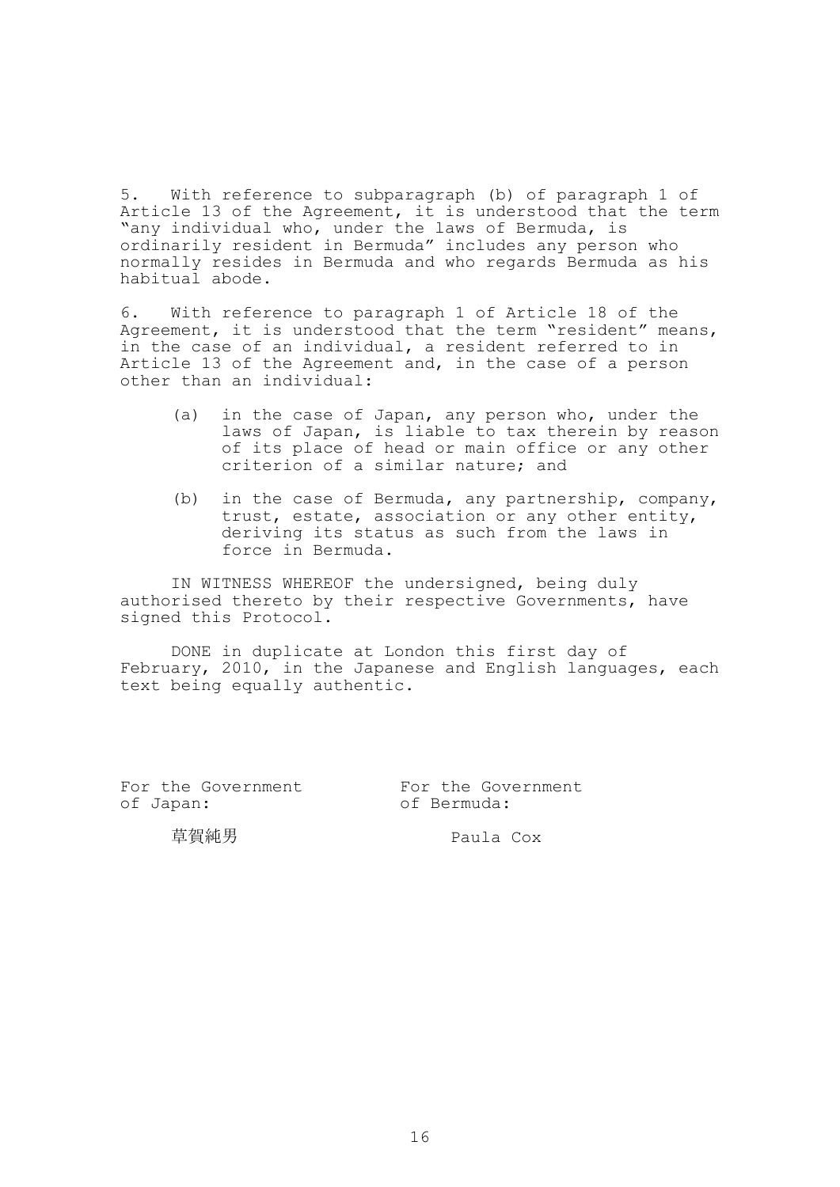5. With reference to subparagraph (b) of paragraph 1 of Article 13 of the Agreement, it is understood that the term "any individual who, under the laws of Bermuda, is ordinarily resident in Bermuda" includes any person who normally resides in Bermuda and who regards Bermuda as his habitual abode.

6. With reference to paragraph 1 of Article 18 of the Agreement, it is understood that the term "resident" means, in the case of an individual, a resident referred to in Article 13 of the Agreement and, in the case of a person other than an individual:

(a) in the case of Japan, any person who, under the laws of Japan, is liable to tax therein by reason of its place of head or main office or any other criterion of a similar nature; and

(b) in the case of Bermuda, any partnership, company, trust, estate, association or any other entity, deriving its status as such from the laws in force in Bermuda.

IN WITNESS WHEREOF the undersigned, being duly authorised thereto by their respective Governments, have signed this Protocol.

DONE in duplicate at London this first day of February, 2010, in the Japanese and English languages, each text being equally authentic.

| For the Government of Japan: | For the Government of Bermuda: |
| --- | --- |
| 草賀純男 | Paula Cox |